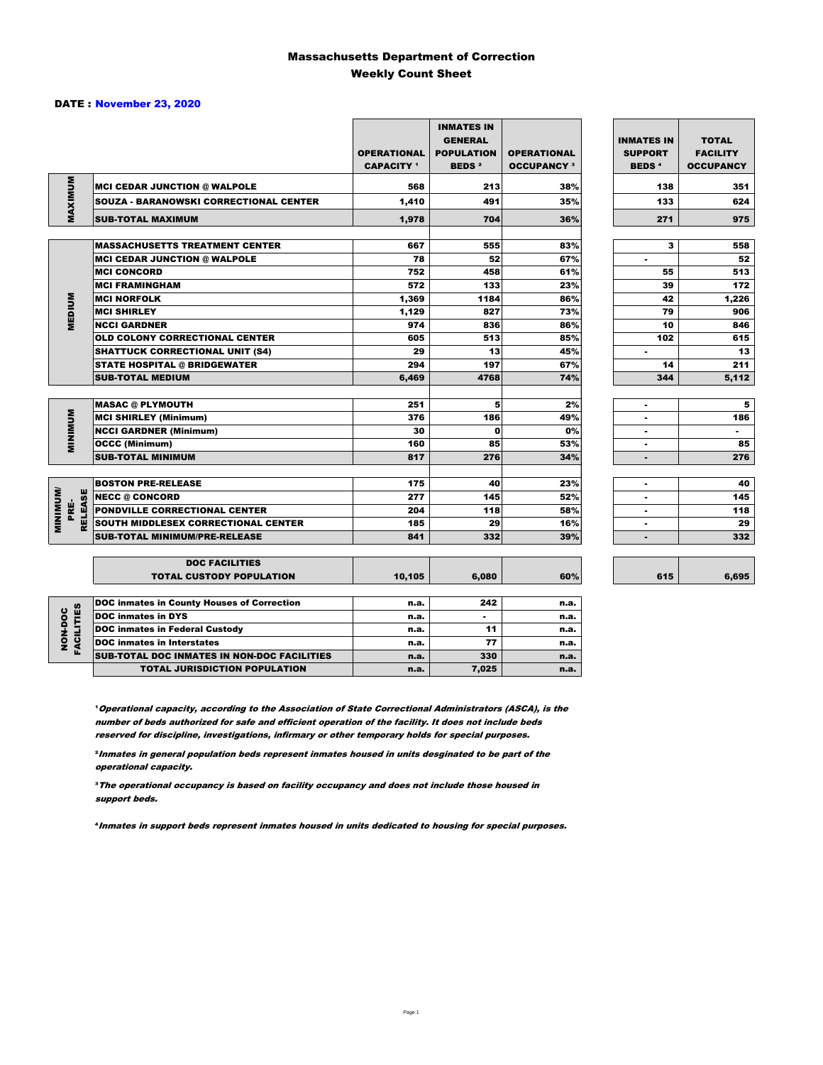# Massachusetts Department of Correction
## Weekly Count Sheet

**DATE : November 23, 2020**

| | | OPERATIONAL CAPACITY [1] | INMATES IN GENERAL POPULATION BEDS [2] | OPERATIONAL OCCUPANCY [3] | INMATES IN SUPPORT BEDS [4] | TOTAL FACILITY OCCUPANCY |
|---|---|---|---|---|---|---|
| MAXIMUM | MCI CEDAR JUNCTION @ WALPOLE | 568 | 213 | 38% | 138 | 351 |
| | SOUZA - BARANOWSKI CORRECTIONAL CENTER | 1,410 | 491 | 35% | 133 | 624 |
| | SUB-TOTAL MAXIMUM | 1,978 | 704 | 36% | 271 | 975 |
| MEDIUM | MASSACHUSETTS TREATMENT CENTER | 667 | 555 | 83% | 3 | 558 |
| | MCI CEDAR JUNCTION @ WALPOLE | 78 | 52 | 67% | - | 52 |
| | MCI CONCORD | 752 | 458 | 61% | 55 | 513 |
| | MCI FRAMINGHAM | 572 | 133 | 23% | 39 | 172 |
| | MCI NORFOLK | 1,369 | 1184 | 86% | 42 | 1,226 |
| | MCI SHIRLEY | 1,129 | 827 | 73% | 79 | 906 |
| | NCCI GARDNER | 974 | 836 | 86% | 10 | 846 |
| | OLD COLONY CORRECTIONAL CENTER | 605 | 513 | 85% | 102 | 615 |
| | SHATTUCK CORRECTIONAL UNIT (S4) | 29 | 13 | 45% | - | 13 |
| | STATE HOSPITAL @ BRIDGEWATER | 294 | 197 | 67% | 14 | 211 |
| | SUB-TOTAL MEDIUM | 6,469 | 4768 | 74% | 344 | 5,112 |
| MINIMUM | MASAC @ PLYMOUTH | 251 | 5 | 2% | - | 5 |
| | MCI SHIRLEY (Minimum) | 376 | 186 | 49% | - | 186 |
| | NCCI GARDNER (Minimum) | 30 | 0 | 0% | - | - |
| | OCCC (Minimum) | 160 | 85 | 53% | - | 85 |
| | SUB-TOTAL MINIMUM | 817 | 276 | 34% | - | 276 |
| MINIMUM/ PRE-RELEASE | BOSTON PRE-RELEASE | 175 | 40 | 23% | - | 40 |
| | NECC @ CONCORD | 277 | 145 | 52% | - | 145 |
| | PONDVILLE CORRECTIONAL CENTER | 204 | 118 | 58% | - | 118 |
| | SOUTH MIDDLESEX CORRECTIONAL CENTER | 185 | 29 | 16% | - | 29 |
| | SUB-TOTAL MINIMUM/PRE-RELEASE | 841 | 332 | 39% | - | 332 |
| | DOC FACILITIES TOTAL CUSTODY POPULATION | 10,105 | 6,080 | 60% | 615 | 6,695 |
| NON-DOC FACILITIES | DOC inmates in County Houses of Correction | n.a. | 242 | n.a. | | |
| | DOC inmates in DYS | n.a. | - | n.a. | | |
| | DOC inmates in Federal Custody | n.a. | 11 | n.a. | | |
| | DOC inmates in Interstates | n.a. | 77 | n.a. | | |
| | SUB-TOTAL DOC INMATES IN NON-DOC FACILITIES | n.a. | 330 | n.a. | | |
| | TOTAL JURISDICTION POPULATION | n.a. | 7,025 | n.a. | | |

[1] *Operational capacity, according to the Association of State Correctional Administrators (ASCA), is the number of beds authorized for safe and efficient operation of the facility. It does not include beds reserved for discipline, investigations, infirmary or other temporary holds for special purposes.*

[2] *Inmates in general population beds represent inmates housed in units desginated to be part of the operational capacity.*

[3] *The operational occupancy is based on facility occupancy and does not include those housed in support beds.*

[4] *Inmates in support beds represent inmates housed in units dedicated to housing for special purposes.*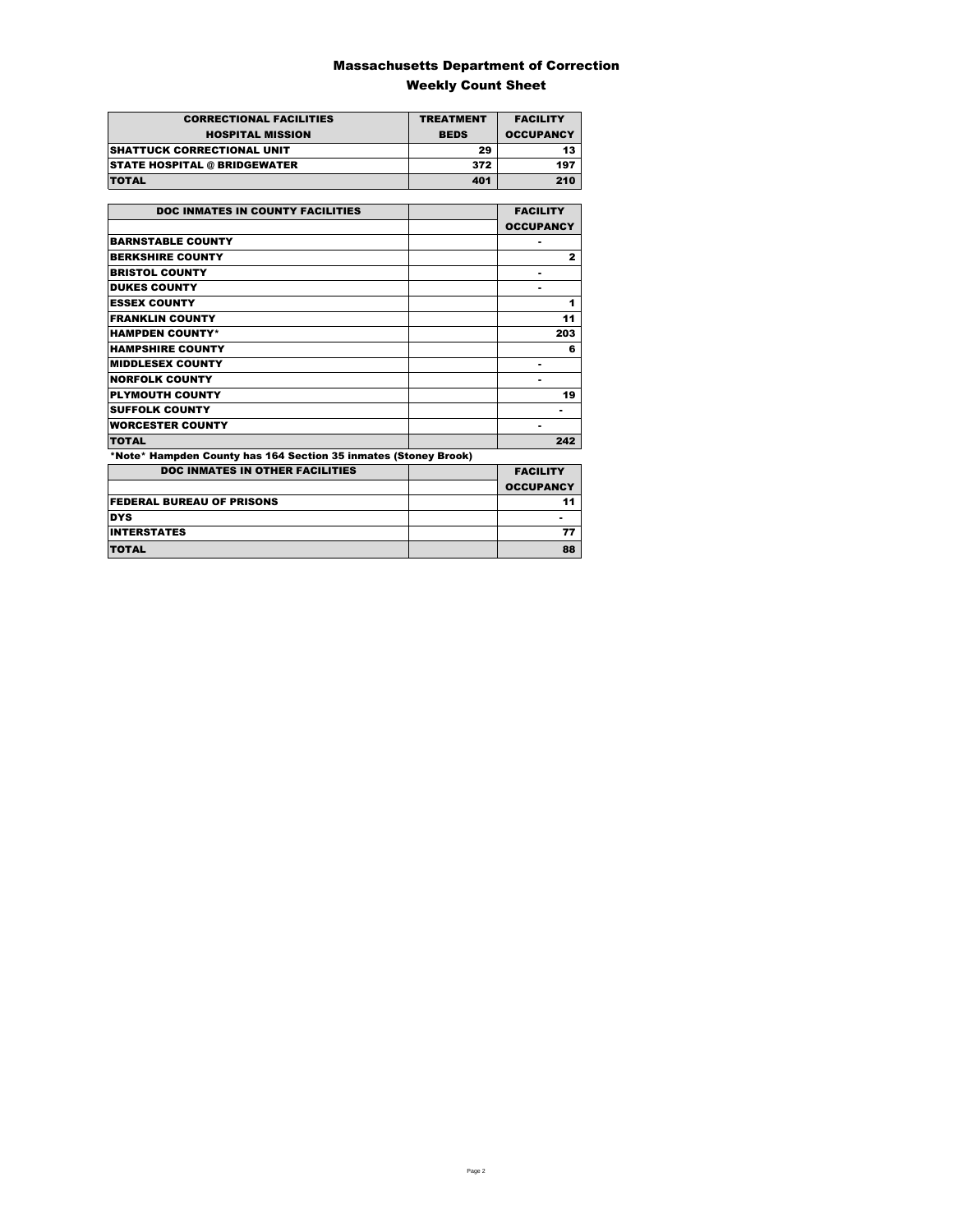# Massachusetts Department of Correction

## Weekly Count Sheet

| CORRECTIONAL FACILITIES HOSPITAL MISSION | TREATMENT BEDS | FACILITY OCCUPANCY |
|---|---|---|
| SHATTUCK CORRECTIONAL UNIT | 29 | 13 |
| STATE HOSPITAL @ BRIDGEWATER | 372 | 197 |
| TOTAL | 401 | 210 |

| DOC INMATES IN COUNTY FACILITIES | | FACILITY OCCUPANCY |
|---|---|---|
| BARNSTABLE COUNTY | | - |
| BERKSHIRE COUNTY | | 2 |
| BRISTOL COUNTY | | - |
| DUKES COUNTY | | - |
| ESSEX COUNTY | | 1 |
| FRANKLIN COUNTY | | 11 |
| HAMPDEN COUNTY* | | 203 |
| HAMPSHIRE COUNTY | | 6 |
| MIDDLESEX COUNTY | | - |
| NORFOLK COUNTY | | - |
| PLYMOUTH COUNTY | | 19 |
| SUFFOLK COUNTY | | - |
| WORCESTER COUNTY | | - |
| TOTAL | | 242 |

*Note* Hampden County has 164 Section 35 inmates (Stoney Brook)

| DOC INMATES IN OTHER FACILITIES | | FACILITY OCCUPANCY |
|---|---|---|
| FEDERAL BUREAU OF PRISONS | | 11 |
| DYS | | - |
| INTERSTATES | | 77 |
| TOTAL | | 88 |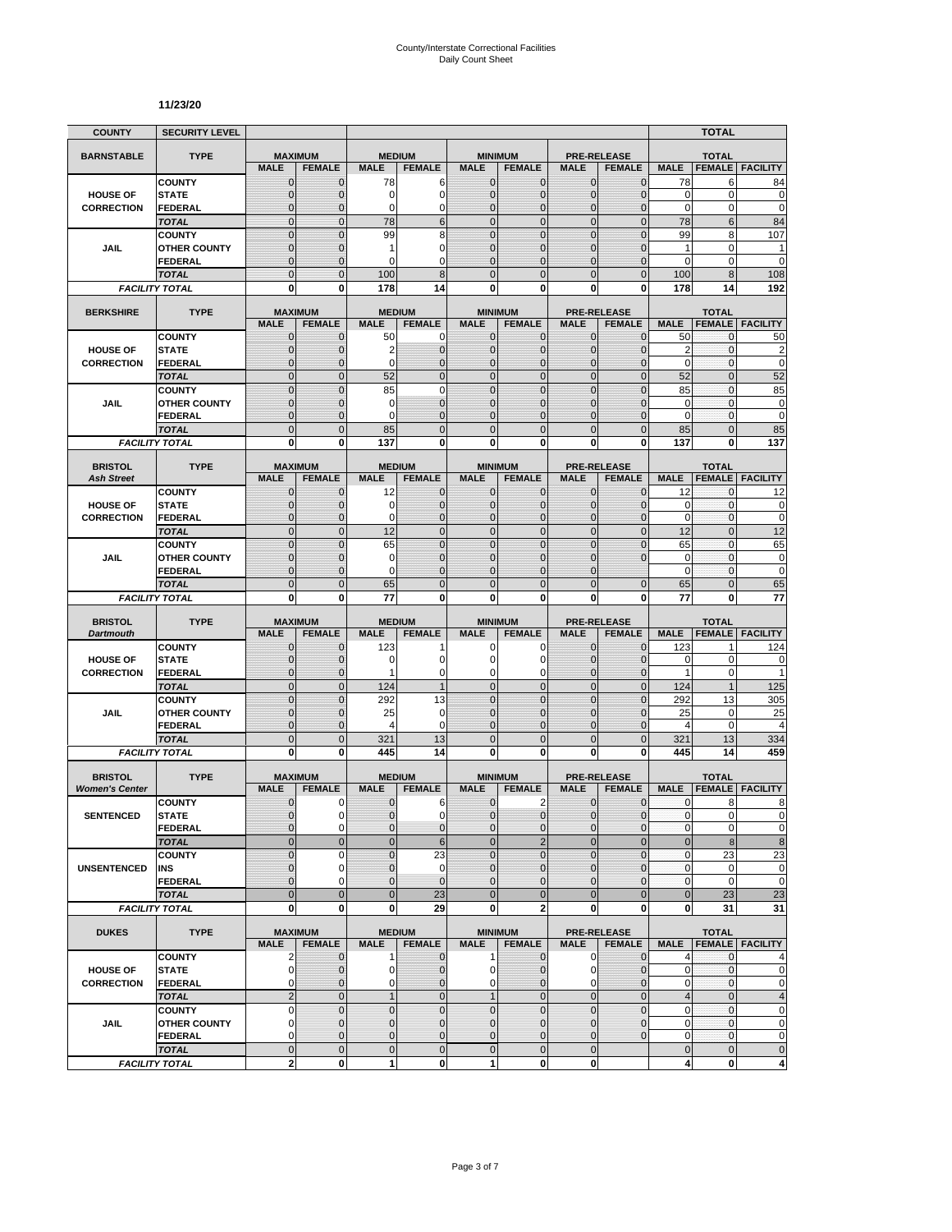# County/Interstate Correctional Facilities
## Daily Count Sheet

**11/23/20**

| COUNTY | SECURITY LEVEL | | | | | | | | | | TOTAL | |
|---|---|---|---|---|---|---|---|---|---|---|---|---|
| **BARNSTABLE** | **TYPE** | **MAXIMUM** | | **MEDIUM** | | **MINIMUM** | | **PRE-RELEASE** | | **TOTAL** | | |
| | | **MALE** | **FEMALE** | **MALE** | **FEMALE** | **MALE** | **FEMALE** | **MALE** | **FEMALE** | **MALE** | **FEMALE** | **FACILITY** |
| **HOUSE OF CORRECTION** | COUNTY | 0 | 0 | 78 | 6 | 0 | 0 | 0 | 0 | 78 | 6 | 84 |
| | STATE | 0 | 0 | 0 | 0 | 0 | 0 | 0 | 0 | 0 | 0 | 0 |
| | FEDERAL | 0 | 0 | 0 | 0 | 0 | 0 | 0 | 0 | 0 | 0 | 0 |
| | *TOTAL* | 0 | 0 | 78 | 6 | 0 | 0 | 0 | 0 | 78 | 6 | 84 |
| **JAIL** | COUNTY | 0 | 0 | 99 | 8 | 0 | 0 | 0 | 0 | 99 | 8 | 107 |
| | OTHER COUNTY | 0 | 0 | 1 | 0 | 0 | 0 | 0 | 0 | 1 | 0 | 1 |
| | FEDERAL | 0 | 0 | 0 | 0 | 0 | 0 | 0 | 0 | 0 | 0 | 0 |
| | *TOTAL* | 0 | 0 | 100 | 8 | 0 | 0 | 0 | 0 | 100 | 8 | 108 |
| *FACILITY TOTAL* | | **0** | **0** | **178** | **14** | **0** | **0** | **0** | **0** | **178** | **14** | **192** |
| **BERKSHIRE** | **TYPE** | **MAXIMUM** | | **MEDIUM** | | **MINIMUM** | | **PRE-RELEASE** | | **TOTAL** | | |
| | | **MALE** | **FEMALE** | **MALE** | **FEMALE** | **MALE** | **FEMALE** | **MALE** | **FEMALE** | **MALE** | **FEMALE** | **FACILITY** |
| **HOUSE OF CORRECTION** | COUNTY | 0 | 0 | 50 | 0 | 0 | 0 | 0 | 0 | 50 | 0 | 50 |
| | STATE | 0 | 0 | 2 | 0 | 0 | 0 | 0 | 0 | 2 | 0 | 2 |
| | FEDERAL | 0 | 0 | 0 | 0 | 0 | 0 | 0 | 0 | 0 | 0 | 0 |
| | *TOTAL* | 0 | 0 | 52 | 0 | 0 | 0 | 0 | 0 | 52 | 0 | 52 |
| **JAIL** | COUNTY | 0 | 0 | 85 | 0 | 0 | 0 | 0 | 0 | 85 | 0 | 85 |
| | OTHER COUNTY | 0 | 0 | 0 | 0 | 0 | 0 | 0 | 0 | 0 | 0 | 0 |
| | FEDERAL | 0 | 0 | 0 | 0 | 0 | 0 | 0 | 0 | 0 | 0 | 0 |
| | *TOTAL* | 0 | 0 | 85 | 0 | 0 | 0 | 0 | 0 | 85 | 0 | 85 |
| *FACILITY TOTAL* | | **0** | **0** | **137** | **0** | **0** | **0** | **0** | **0** | **137** | **0** | **137** |
| **BRISTOL** *Ash Street* | **TYPE** | **MAXIMUM** | | **MEDIUM** | | **MINIMUM** | | **PRE-RELEASE** | | **TOTAL** | | |
| | | **MALE** | **FEMALE** | **MALE** | **FEMALE** | **MALE** | **FEMALE** | **MALE** | **FEMALE** | **MALE** | **FEMALE** | **FACILITY** |
| **HOUSE OF CORRECTION** | COUNTY | 0 | 0 | 12 | 0 | 0 | 0 | 0 | 0 | 12 | 0 | 12 |
| | STATE | 0 | 0 | 0 | 0 | 0 | 0 | 0 | 0 | 0 | 0 | 0 |
| | FEDERAL | 0 | 0 | 0 | 0 | 0 | 0 | 0 | 0 | 0 | 0 | 0 |
| | *TOTAL* | 0 | 0 | 12 | 0 | 0 | 0 | 0 | 0 | 12 | 0 | 12 |
| **JAIL** | COUNTY | 0 | 0 | 65 | 0 | 0 | 0 | 0 | 0 | 65 | 0 | 65 |
| | OTHER COUNTY | 0 | 0 | 0 | 0 | 0 | 0 | 0 | 0 | 0 | 0 | 0 |
| | FEDERAL | 0 | 0 | 0 | 0 | 0 | 0 | 0 | | 0 | 0 | 0 |
| | *TOTAL* | 0 | 0 | 65 | 0 | 0 | 0 | 0 | 0 | 65 | 0 | 65 |
| *FACILITY TOTAL* | | **0** | **0** | **77** | **0** | **0** | **0** | **0** | **0** | **77** | **0** | **77** |
| **BRISTOL** *Dartmouth* | **TYPE** | **MAXIMUM** | | **MEDIUM** | | **MINIMUM** | | **PRE-RELEASE** | | **TOTAL** | | |
| | | **MALE** | **FEMALE** | **MALE** | **FEMALE** | **MALE** | **FEMALE** | **MALE** | **FEMALE** | **MALE** | **FEMALE** | **FACILITY** |
| **HOUSE OF CORRECTION** | COUNTY | 0 | 0 | 123 | 1 | 0 | 0 | 0 | 0 | 123 | 1 | 124 |
| | STATE | 0 | 0 | 0 | 0 | 0 | 0 | 0 | 0 | 0 | 0 | 0 |
| | FEDERAL | 0 | 0 | 1 | 0 | 0 | 0 | 0 | 0 | 1 | 0 | 1 |
| | *TOTAL* | 0 | 0 | 124 | 1 | 0 | 0 | 0 | 0 | 124 | 1 | 125 |
| **JAIL** | COUNTY | 0 | 0 | 292 | 13 | 0 | 0 | 0 | 0 | 292 | 13 | 305 |
| | OTHER COUNTY | 0 | 0 | 25 | 0 | 0 | 0 | 0 | 0 | 25 | 0 | 25 |
| | FEDERAL | 0 | 0 | 4 | 0 | 0 | 0 | 0 | 0 | 4 | 0 | 4 |
| | *TOTAL* | 0 | 0 | 321 | 13 | 0 | 0 | 0 | 0 | 321 | 13 | 334 |
| *FACILITY TOTAL* | | **0** | **0** | **445** | **14** | **0** | **0** | **0** | **0** | **445** | **14** | **459** |
| **BRISTOL** *Women's Center* | **TYPE** | **MAXIMUM** | | **MEDIUM** | | **MINIMUM** | | **PRE-RELEASE** | | **TOTAL** | | |
| | | **MALE** | **FEMALE** | **MALE** | **FEMALE** | **MALE** | **FEMALE** | **MALE** | **FEMALE** | **MALE** | **FEMALE** | **FACILITY** |
| **SENTENCED** | COUNTY | 0 | 0 | 0 | 6 | 0 | 2 | 0 | 0 | 0 | 8 | 8 |
| | STATE | 0 | 0 | 0 | 0 | 0 | 0 | 0 | 0 | 0 | 0 | 0 |
| | FEDERAL | 0 | 0 | 0 | 0 | 0 | 0 | 0 | 0 | 0 | 0 | 0 |
| | *TOTAL* | 0 | 0 | 0 | 6 | 0 | 2 | 0 | 0 | 0 | 8 | 8 |
| **UNSENTENCED** | COUNTY | 0 | 0 | 0 | 23 | 0 | 0 | 0 | 0 | 0 | 23 | 23 |
| | INS | 0 | 0 | 0 | 0 | 0 | 0 | 0 | 0 | 0 | 0 | 0 |
| | FEDERAL | 0 | 0 | 0 | 0 | 0 | 0 | 0 | 0 | 0 | 0 | 0 |
| | *TOTAL* | 0 | 0 | 0 | 23 | 0 | 0 | 0 | 0 | 0 | 23 | 23 |
| *FACILITY TOTAL* | | **0** | **0** | **0** | **29** | **0** | **2** | **0** | **0** | **0** | **31** | **31** |
| **DUKES** | **TYPE** | **MAXIMUM** | | **MEDIUM** | | **MINIMUM** | | **PRE-RELEASE** | | **TOTAL** | | |
| | | **MALE** | **FEMALE** | **MALE** | **FEMALE** | **MALE** | **FEMALE** | **MALE** | **FEMALE** | **MALE** | **FEMALE** | **FACILITY** |
| **HOUSE OF CORRECTION** | COUNTY | 2 | 0 | 1 | 0 | 1 | 0 | 0 | 0 | 4 | 0 | 4 |
| | STATE | 0 | 0 | 0 | 0 | 0 | 0 | 0 | 0 | 0 | 0 | 0 |
| | FEDERAL | 0 | 0 | 0 | 0 | 0 | 0 | 0 | 0 | 0 | 0 | 0 |
| | *TOTAL* | 2 | 0 | 1 | 0 | 1 | 0 | 0 | 0 | 4 | 0 | 4 |
| **JAIL** | COUNTY | 0 | 0 | 0 | 0 | 0 | 0 | 0 | 0 | 0 | 0 | 0 |
| | OTHER COUNTY | 0 | 0 | 0 | 0 | 0 | 0 | 0 | 0 | 0 | 0 | 0 |
| | FEDERAL | 0 | 0 | 0 | 0 | 0 | 0 | 0 | 0 | 0 | 0 | 0 |
| | *TOTAL* | 0 | 0 | 0 | 0 | 0 | 0 | 0 | | 0 | 0 | 0 |
| *FACILITY TOTAL* | | **2** | **0** | **1** | **0** | **1** | **0** | **0** | | **4** | **0** | **4** |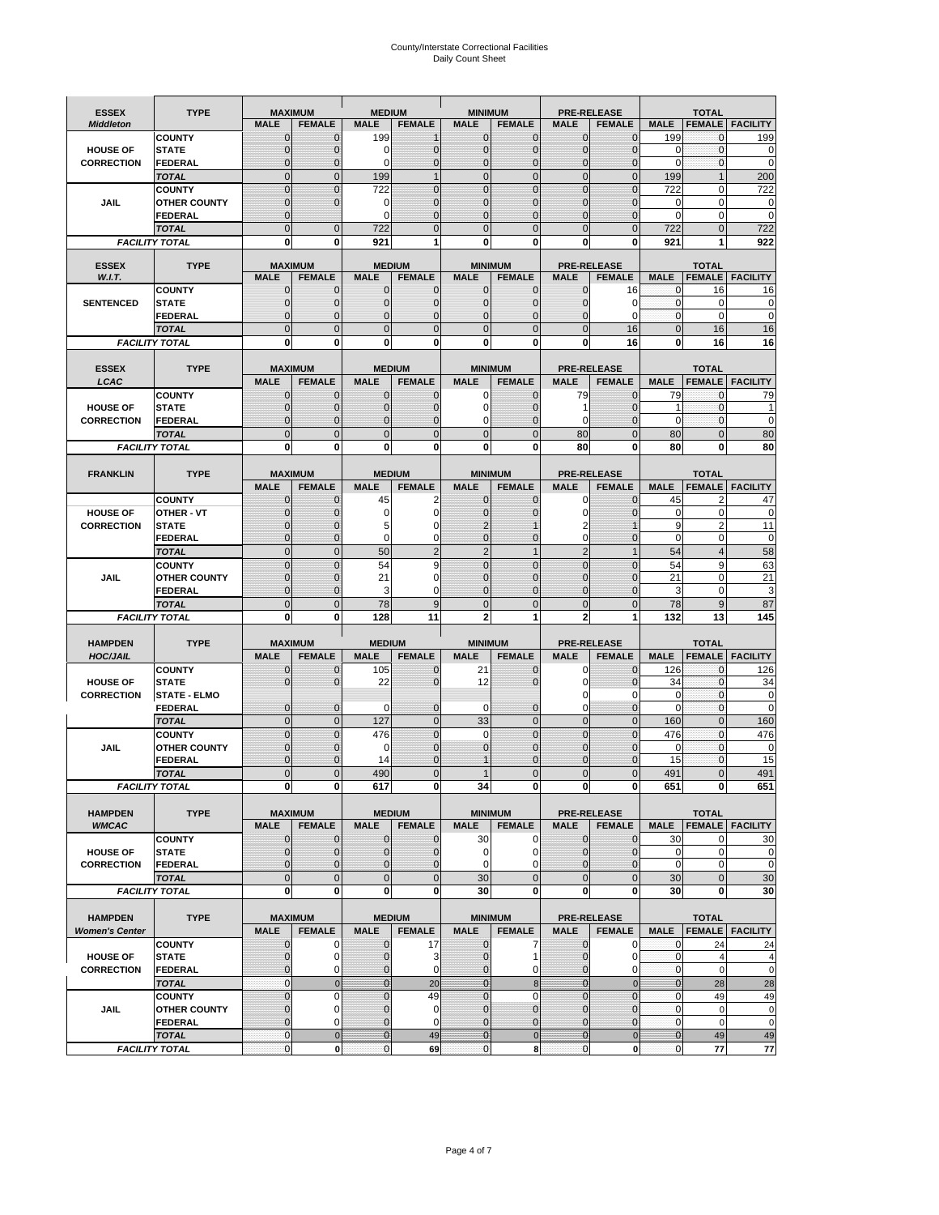# County/Interstate Correctional Facilities
## Daily Count Sheet

| ESSEX *Middleton* | TYPE | MAXIMUM MALE | MAXIMUM FEMALE | MEDIUM MALE | MEDIUM FEMALE | MINIMUM MALE | MINIMUM FEMALE | PRE-RELEASE MALE | PRE-RELEASE FEMALE | TOTAL MALE | TOTAL FEMALE | TOTAL FACILITY |
|---|---|---|---|---|---|---|---|---|---|---|---|---|
| | COUNTY | 0 | 0 | 199 | 1 | 0 | 0 | 0 | 0 | 199 | 0 | 199 |
| HOUSE OF | STATE | 0 | 0 | 0 | 0 | 0 | 0 | 0 | 0 | 0 | 0 | 0 |
| CORRECTION | FEDERAL | 0 | 0 | 0 | 0 | 0 | 0 | 0 | 0 | 0 | 0 | 0 |
| | *TOTAL* | 0 | 0 | 199 | 1 | 0 | 0 | 0 | 0 | 199 | 1 | 200 |
| | COUNTY | 0 | 0 | 722 | 0 | 0 | 0 | 0 | 0 | 722 | 0 | 722 |
| JAIL | OTHER COUNTY | 0 | 0 | 0 | 0 | 0 | 0 | 0 | 0 | 0 | 0 | 0 |
| | FEDERAL | 0 | | 0 | 0 | 0 | 0 | 0 | 0 | 0 | 0 | 0 |
| | *TOTAL* | 0 | 0 | 722 | 0 | 0 | 0 | 0 | 0 | 722 | 0 | 722 |
| *FACILITY TOTAL* | | **0** | **0** | **921** | **1** | **0** | **0** | **0** | **0** | **921** | **1** | **922** |

| ESSEX *W.I.T.* | TYPE | MAXIMUM MALE | MAXIMUM FEMALE | MEDIUM MALE | MEDIUM FEMALE | MINIMUM MALE | MINIMUM FEMALE | PRE-RELEASE MALE | PRE-RELEASE FEMALE | TOTAL MALE | TOTAL FEMALE | TOTAL FACILITY |
|---|---|---|---|---|---|---|---|---|---|---|---|---|
| | COUNTY | 0 | 0 | 0 | 0 | 0 | 0 | 0 | 16 | 0 | 16 | 16 |
| SENTENCED | STATE | 0 | 0 | 0 | 0 | 0 | 0 | 0 | 0 | 0 | 0 | 0 |
| | FEDERAL | 0 | 0 | 0 | 0 | 0 | 0 | 0 | 0 | 0 | 0 | 0 |
| | *TOTAL* | 0 | 0 | 0 | 0 | 0 | 0 | 0 | 16 | 0 | 16 | 16 |
| *FACILITY TOTAL* | | **0** | **0** | **0** | **0** | **0** | **0** | **0** | **16** | **0** | **16** | **16** |

| ESSEX *LCAC* | TYPE | MAXIMUM MALE | MAXIMUM FEMALE | MEDIUM MALE | MEDIUM FEMALE | MINIMUM MALE | MINIMUM FEMALE | PRE-RELEASE MALE | PRE-RELEASE FEMALE | TOTAL MALE | TOTAL FEMALE | TOTAL FACILITY |
|---|---|---|---|---|---|---|---|---|---|---|---|---|
| | COUNTY | 0 | 0 | 0 | 0 | 0 | 0 | 79 | 0 | 79 | 0 | 79 |
| HOUSE OF | STATE | 0 | 0 | 0 | 0 | 0 | 0 | 1 | 0 | 1 | 0 | 1 |
| CORRECTION | FEDERAL | 0 | 0 | 0 | 0 | 0 | 0 | 0 | 0 | 0 | 0 | 0 |
| | *TOTAL* | 0 | 0 | 0 | 0 | 0 | 0 | 80 | 0 | 80 | 0 | 80 |
| *FACILITY TOTAL* | | **0** | **0** | **0** | **0** | **0** | **0** | **80** | **0** | **80** | **0** | **80** |

| FRANKLIN | TYPE | MAXIMUM MALE | MAXIMUM FEMALE | MEDIUM MALE | MEDIUM FEMALE | MINIMUM MALE | MINIMUM FEMALE | PRE-RELEASE MALE | PRE-RELEASE FEMALE | TOTAL MALE | TOTAL FEMALE | TOTAL FACILITY |
|---|---|---|---|---|---|---|---|---|---|---|---|---|
| | COUNTY | 0 | 0 | 45 | 2 | 0 | 0 | 0 | 0 | 45 | 2 | 47 |
| HOUSE OF | OTHER - VT | 0 | 0 | 0 | 0 | 0 | 0 | 0 | 0 | 0 | 0 | 0 |
| CORRECTION | STATE | 0 | 0 | 5 | 0 | 2 | 1 | 2 | 1 | 9 | 2 | 11 |
| | FEDERAL | 0 | 0 | 0 | 0 | 0 | 0 | 0 | 0 | 0 | 0 | 0 |
| | *TOTAL* | 0 | 0 | 50 | 2 | 2 | 1 | 2 | 1 | 54 | 4 | 58 |
| | COUNTY | 0 | 0 | 54 | 9 | 0 | 0 | 0 | 0 | 54 | 9 | 63 |
| JAIL | OTHER COUNTY | 0 | 0 | 21 | 0 | 0 | 0 | 0 | 0 | 21 | 0 | 21 |
| | FEDERAL | 0 | 0 | 3 | 0 | 0 | 0 | 0 | 0 | 3 | 0 | 3 |
| | *TOTAL* | 0 | 0 | 78 | 9 | 0 | 0 | 0 | 0 | 78 | 9 | 87 |
| *FACILITY TOTAL* | | **0** | **0** | **128** | **11** | **2** | **1** | **2** | **1** | **132** | **13** | **145** |

| HAMPDEN *HOC/JAIL* | TYPE | MAXIMUM MALE | MAXIMUM FEMALE | MEDIUM MALE | MEDIUM FEMALE | MINIMUM MALE | MINIMUM FEMALE | PRE-RELEASE MALE | PRE-RELEASE FEMALE | TOTAL MALE | TOTAL FEMALE | TOTAL FACILITY |
|---|---|---|---|---|---|---|---|---|---|---|---|---|
| | COUNTY | 0 | 0 | 105 | 0 | 21 | 0 | 0 | 0 | 126 | 0 | 126 |
| HOUSE OF | STATE | 0 | 0 | 22 | 0 | 12 | 0 | 0 | 0 | 34 | 0 | 34 |
| CORRECTION | STATE - ELMO | | | | | | | 0 | 0 | 0 | 0 | 0 |
| | FEDERAL | 0 | 0 | 0 | 0 | 0 | 0 | 0 | 0 | 0 | 0 | 0 |
| | *TOTAL* | 0 | 0 | 127 | 0 | 33 | 0 | 0 | 0 | 160 | 0 | 160 |
| | COUNTY | 0 | 0 | 476 | 0 | 0 | 0 | 0 | 0 | 476 | 0 | 476 |
| JAIL | OTHER COUNTY | 0 | 0 | 0 | 0 | 0 | 0 | 0 | 0 | 0 | 0 | 0 |
| | FEDERAL | 0 | 0 | 14 | 0 | 1 | 0 | 0 | 0 | 15 | 0 | 15 |
| | *TOTAL* | 0 | 0 | 490 | 0 | 1 | 0 | 0 | 0 | 491 | 0 | 491 |
| *FACILITY TOTAL* | | **0** | **0** | **617** | **0** | **34** | **0** | **0** | **0** | **651** | **0** | **651** |

| HAMPDEN *WMCAC* | TYPE | MAXIMUM MALE | MAXIMUM FEMALE | MEDIUM MALE | MEDIUM FEMALE | MINIMUM MALE | MINIMUM FEMALE | PRE-RELEASE MALE | PRE-RELEASE FEMALE | TOTAL MALE | TOTAL FEMALE | TOTAL FACILITY |
|---|---|---|---|---|---|---|---|---|---|---|---|---|
| | COUNTY | 0 | 0 | 0 | 0 | 30 | 0 | 0 | 0 | 30 | 0 | 30 |
| HOUSE OF | STATE | 0 | 0 | 0 | 0 | 0 | 0 | 0 | 0 | 0 | 0 | 0 |
| CORRECTION | FEDERAL | 0 | 0 | 0 | 0 | 0 | 0 | 0 | 0 | 0 | 0 | 0 |
| | *TOTAL* | 0 | 0 | 0 | 0 | 30 | 0 | 0 | 0 | 30 | 0 | 30 |
| *FACILITY TOTAL* | | **0** | **0** | **0** | **0** | **30** | **0** | **0** | **0** | **30** | **0** | **30** |

| HAMPDEN *Women's Center* | TYPE | MAXIMUM MALE | MAXIMUM FEMALE | MEDIUM MALE | MEDIUM FEMALE | MINIMUM MALE | MINIMUM FEMALE | PRE-RELEASE MALE | PRE-RELEASE FEMALE | TOTAL MALE | TOTAL FEMALE | TOTAL FACILITY |
|---|---|---|---|---|---|---|---|---|---|---|---|---|
| | COUNTY | 0 | 0 | 0 | 17 | 0 | 7 | 0 | 0 | 0 | 24 | 24 |
| HOUSE OF | STATE | 0 | 0 | 0 | 3 | 0 | 1 | 0 | 0 | 0 | 4 | 4 |
| CORRECTION | FEDERAL | 0 | 0 | 0 | 0 | 0 | 0 | 0 | 0 | 0 | 0 | 0 |
| | *TOTAL* | 0 | 0 | 0 | 20 | 0 | 8 | 0 | 0 | 0 | 28 | 28 |
| | COUNTY | 0 | 0 | 0 | 49 | 0 | 0 | 0 | 0 | 0 | 49 | 49 |
| JAIL | OTHER COUNTY | 0 | 0 | 0 | 0 | 0 | 0 | 0 | 0 | 0 | 0 | 0 |
| | FEDERAL | 0 | 0 | 0 | 0 | 0 | 0 | 0 | 0 | 0 | 0 | 0 |
| | *TOTAL* | 0 | 0 | 0 | 49 | 0 | 0 | 0 | 0 | 0 | 49 | 49 |
| *FACILITY TOTAL* | | **0** | **0** | **0** | **69** | **0** | **8** | **0** | **0** | **0** | **77** | **77** |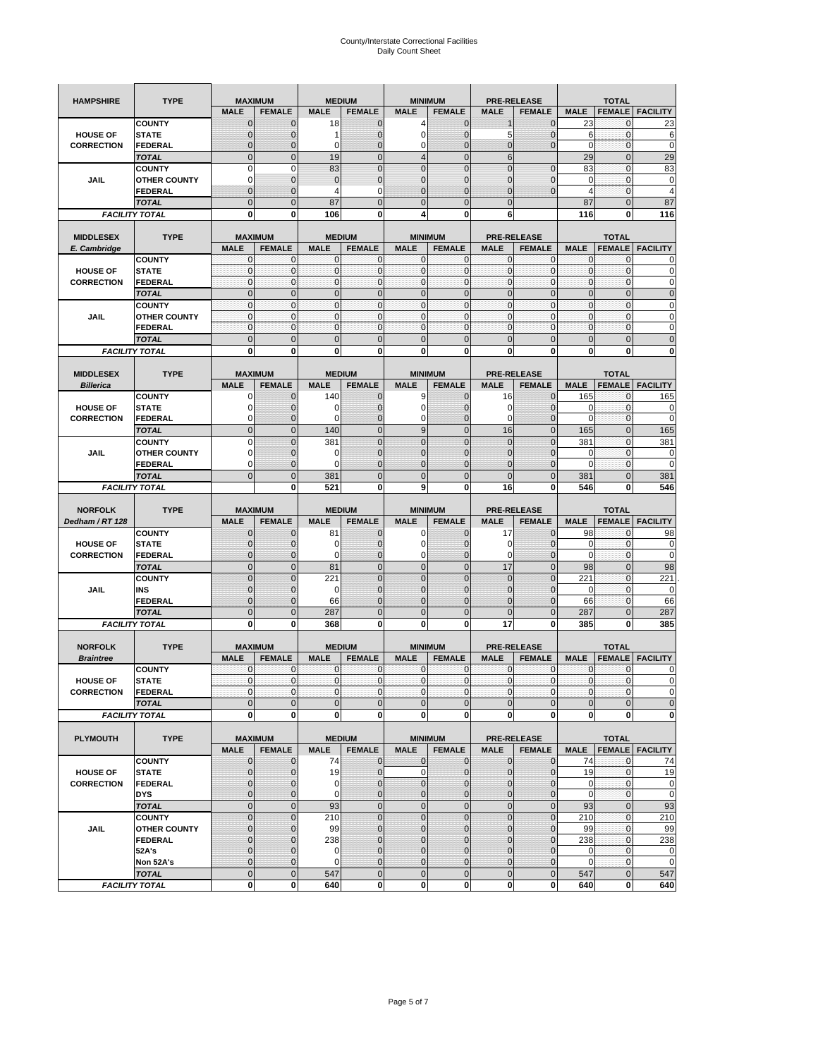# County/Interstate Correctional Facilities
## Daily Count Sheet

| HAMPSHIRE | TYPE | MAXIMUM | | MEDIUM | | MINIMUM | | PRE-RELEASE | | TOTAL | | |
|---|---|---|---|---|---|---|---|---|---|---|---|---|
| | | MALE | FEMALE | MALE | FEMALE | MALE | FEMALE | MALE | FEMALE | MALE | FEMALE | FACILITY |
| HOUSE OF CORRECTION | COUNTY | 0 | 0 | 18 | 0 | 4 | 0 | 1 | 0 | 23 | 0 | 23 |
| | STATE | 0 | 0 | 1 | 0 | 0 | 0 | 5 | 0 | 6 | 0 | 6 |
| | FEDERAL | 0 | 0 | 0 | 0 | 0 | 0 | 0 | 0 | 0 | 0 | 0 |
| | TOTAL | 0 | 0 | 19 | 0 | 4 | 0 | 6 | | 29 | 0 | 29 |
| JAIL | COUNTY | 0 | 0 | 83 | 0 | 0 | 0 | 0 | 0 | 83 | 0 | 83 |
| | OTHER COUNTY | 0 | 0 | 0 | 0 | 0 | 0 | 0 | 0 | 0 | 0 | 0 |
| | FEDERAL | 0 | 0 | 4 | 0 | 0 | 0 | 0 | 0 | 4 | 0 | 4 |
| | TOTAL | 0 | 0 | 87 | 0 | 0 | 0 | 0 | | 87 | 0 | 87 |
| FACILITY TOTAL | | 0 | 0 | 106 | 0 | 4 | 0 | 6 | | 116 | 0 | 116 |

| MIDDLESEX E. Cambridge | TYPE | MAXIMUM | | MEDIUM | | MINIMUM | | PRE-RELEASE | | TOTAL | | |
|---|---|---|---|---|---|---|---|---|---|---|---|---|
| | | MALE | FEMALE | MALE | FEMALE | MALE | FEMALE | MALE | FEMALE | MALE | FEMALE | FACILITY |
| HOUSE OF CORRECTION | COUNTY | 0 | 0 | 0 | 0 | 0 | 0 | 0 | 0 | 0 | 0 | 0 |
| | STATE | 0 | 0 | 0 | 0 | 0 | 0 | 0 | 0 | 0 | 0 | 0 |
| | FEDERAL | 0 | 0 | 0 | 0 | 0 | 0 | 0 | 0 | 0 | 0 | 0 |
| | TOTAL | 0 | 0 | 0 | 0 | 0 | 0 | 0 | 0 | 0 | 0 | 0 |
| JAIL | COUNTY | 0 | 0 | 0 | 0 | 0 | 0 | 0 | 0 | 0 | 0 | 0 |
| | OTHER COUNTY | 0 | 0 | 0 | 0 | 0 | 0 | 0 | 0 | 0 | 0 | 0 |
| | FEDERAL | 0 | 0 | 0 | 0 | 0 | 0 | 0 | 0 | 0 | 0 | 0 |
| | TOTAL | 0 | 0 | 0 | 0 | 0 | 0 | 0 | 0 | 0 | 0 | 0 |
| FACILITY TOTAL | | 0 | 0 | 0 | 0 | 0 | 0 | 0 | 0 | 0 | 0 | 0 |

| MIDDLESEX Billerica | TYPE | MAXIMUM | | MEDIUM | | MINIMUM | | PRE-RELEASE | | TOTAL | | |
|---|---|---|---|---|---|---|---|---|---|---|---|---|
| | | MALE | FEMALE | MALE | FEMALE | MALE | FEMALE | MALE | FEMALE | MALE | FEMALE | FACILITY |
| HOUSE OF CORRECTION | COUNTY | 0 | 0 | 140 | 0 | 9 | 0 | 16 | 0 | 165 | 0 | 165 |
| | STATE | 0 | 0 | 0 | 0 | 0 | 0 | 0 | 0 | 0 | 0 | 0 |
| | FEDERAL | 0 | 0 | 0 | 0 | 0 | 0 | 0 | 0 | 0 | 0 | 0 |
| | TOTAL | 0 | 0 | 140 | 0 | 9 | 0 | 16 | 0 | 165 | 0 | 165 |
| JAIL | COUNTY | 0 | 0 | 381 | 0 | 0 | 0 | 0 | 0 | 381 | 0 | 381 |
| | OTHER COUNTY | 0 | 0 | 0 | 0 | 0 | 0 | 0 | 0 | 0 | 0 | 0 |
| | FEDERAL | 0 | 0 | 0 | 0 | 0 | 0 | 0 | 0 | 0 | 0 | 0 |
| | TOTAL | 0 | 0 | 381 | 0 | 0 | 0 | 0 | 0 | 381 | 0 | 381 |
| FACILITY TOTAL | | | 0 | 521 | 0 | 9 | 0 | 16 | 0 | 546 | 0 | 546 |

| NORFOLK Dedham / RT 128 | TYPE | MAXIMUM | | MEDIUM | | MINIMUM | | PRE-RELEASE | | TOTAL | | |
|---|---|---|---|---|---|---|---|---|---|---|---|---|
| | | MALE | FEMALE | MALE | FEMALE | MALE | FEMALE | MALE | FEMALE | MALE | FEMALE | FACILITY |
| HOUSE OF CORRECTION | COUNTY | 0 | 0 | 81 | 0 | 0 | 0 | 17 | 0 | 98 | 0 | 98 |
| | STATE | 0 | 0 | 0 | 0 | 0 | 0 | 0 | 0 | 0 | 0 | 0 |
| | FEDERAL | 0 | 0 | 0 | 0 | 0 | 0 | 0 | 0 | 0 | 0 | 0 |
| | TOTAL | 0 | 0 | 81 | 0 | 0 | 0 | 17 | 0 | 98 | 0 | 98 |
| JAIL | COUNTY | 0 | 0 | 221 | 0 | 0 | 0 | 0 | 0 | 221 | 0 | 221 |
| | INS | 0 | 0 | 0 | 0 | 0 | 0 | 0 | 0 | 0 | 0 | 0 |
| | FEDERAL | 0 | 0 | 66 | 0 | 0 | 0 | 0 | 0 | 66 | 0 | 66 |
| | TOTAL | 0 | 0 | 287 | 0 | 0 | 0 | 0 | 0 | 287 | 0 | 287 |
| FACILITY TOTAL | | 0 | 0 | 368 | 0 | 0 | 0 | 17 | 0 | 385 | 0 | 385 |

| NORFOLK Braintree | TYPE | MAXIMUM | | MEDIUM | | MINIMUM | | PRE-RELEASE | | TOTAL | | |
|---|---|---|---|---|---|---|---|---|---|---|---|---|
| | | MALE | FEMALE | MALE | FEMALE | MALE | FEMALE | MALE | FEMALE | MALE | FEMALE | FACILITY |
| HOUSE OF CORRECTION | COUNTY | 0 | 0 | 0 | 0 | 0 | 0 | 0 | 0 | 0 | 0 | 0 |
| | STATE | 0 | 0 | 0 | 0 | 0 | 0 | 0 | 0 | 0 | 0 | 0 |
| | FEDERAL | 0 | 0 | 0 | 0 | 0 | 0 | 0 | 0 | 0 | 0 | 0 |
| | TOTAL | 0 | 0 | 0 | 0 | 0 | 0 | 0 | 0 | 0 | 0 | 0 |
| FACILITY TOTAL | | 0 | 0 | 0 | 0 | 0 | 0 | 0 | 0 | 0 | 0 | 0 |

| PLYMOUTH | TYPE | MAXIMUM | | MEDIUM | | MINIMUM | | PRE-RELEASE | | TOTAL | | |
|---|---|---|---|---|---|---|---|---|---|---|---|---|
| | | MALE | FEMALE | MALE | FEMALE | MALE | FEMALE | MALE | FEMALE | MALE | FEMALE | FACILITY |
| HOUSE OF CORRECTION | COUNTY | 0 | 0 | 74 | 0 | 0 | 0 | 0 | 0 | 74 | 0 | 74 |
| | STATE | 0 | 0 | 19 | 0 | 0 | 0 | 0 | 0 | 19 | 0 | 19 |
| | FEDERAL | 0 | 0 | 0 | 0 | 0 | 0 | 0 | 0 | 0 | 0 | 0 |
| | DYS | 0 | 0 | 0 | 0 | 0 | 0 | 0 | 0 | 0 | 0 | 0 |
| | TOTAL | 0 | 0 | 93 | 0 | 0 | 0 | 0 | 0 | 93 | 0 | 93 |
| JAIL | COUNTY | 0 | 0 | 210 | 0 | 0 | 0 | 0 | 0 | 210 | 0 | 210 |
| | OTHER COUNTY | 0 | 0 | 99 | 0 | 0 | 0 | 0 | 0 | 99 | 0 | 99 |
| | FEDERAL | 0 | 0 | 238 | 0 | 0 | 0 | 0 | 0 | 238 | 0 | 238 |
| | 52A's | 0 | 0 | 0 | 0 | 0 | 0 | 0 | 0 | 0 | 0 | 0 |
| | Non 52A's | 0 | 0 | 0 | 0 | 0 | 0 | 0 | 0 | 0 | 0 | 0 |
| | TOTAL | 0 | 0 | 547 | 0 | 0 | 0 | 0 | 0 | 547 | 0 | 547 |
| FACILITY TOTAL | | 0 | 0 | 640 | 0 | 0 | 0 | 0 | 0 | 640 | 0 | 640 |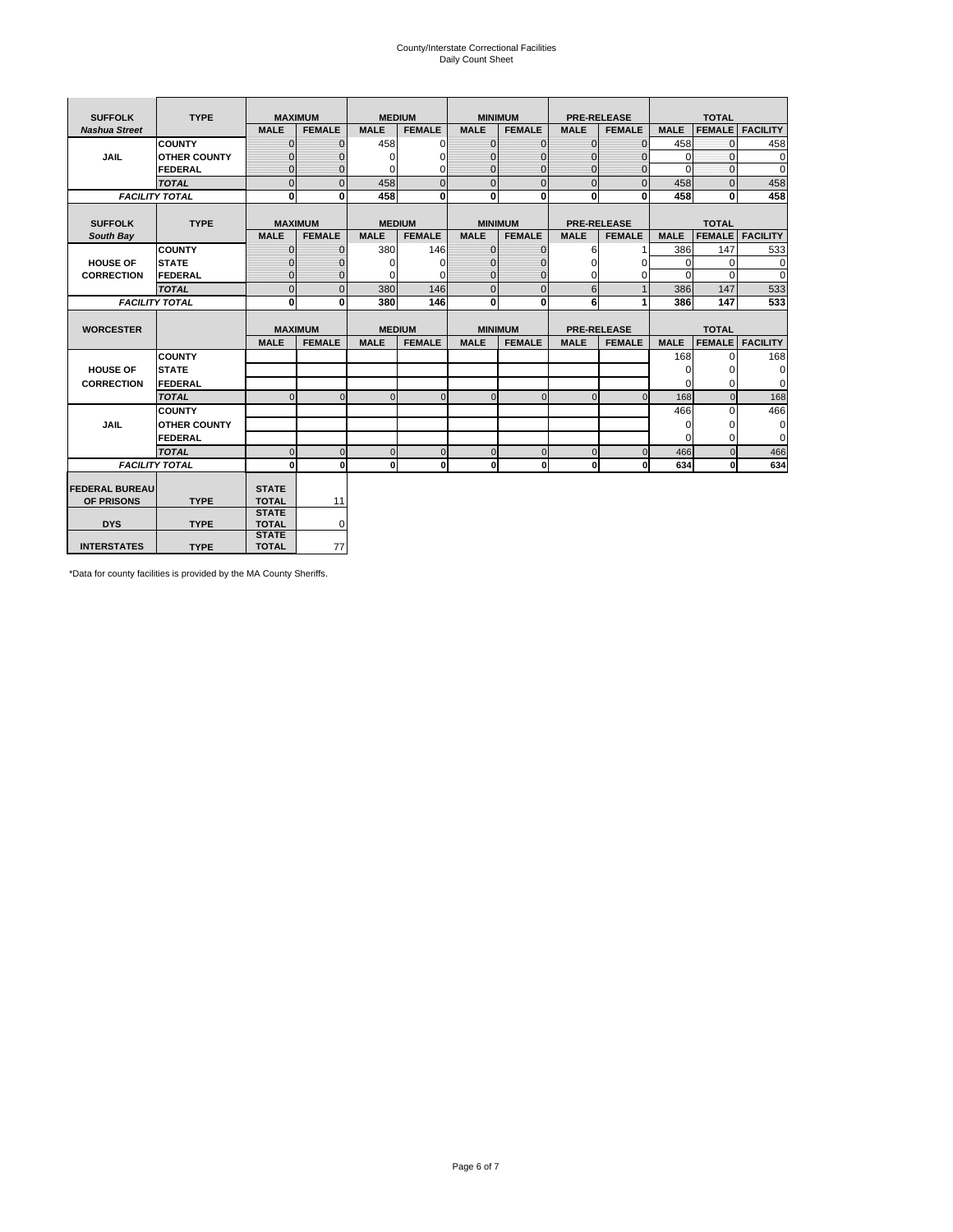County/Interstate Correctional Facilities
Daily Count Sheet

| SUFFOLK | TYPE | MAXIMUM | | MEDIUM | | MINIMUM | | PRE-RELEASE | | TOTAL | | |
|---|---|---|---|---|---|---|---|---|---|---|---|---|
| *Nashua Street* | | MALE | FEMALE | MALE | FEMALE | MALE | FEMALE | MALE | FEMALE | MALE | FEMALE | FACILITY |
| JAIL | COUNTY | 0 | 0 | 458 | 0 | 0 | 0 | 0 | 0 | 458 | 0 | 458 |
| | OTHER COUNTY | 0 | 0 | 0 | 0 | 0 | 0 | 0 | 0 | 0 | 0 | 0 |
| | FEDERAL | 0 | 0 | 0 | 0 | 0 | 0 | 0 | 0 | 0 | 0 | 0 |
| | *TOTAL* | 0 | 0 | 458 | 0 | 0 | 0 | 0 | 0 | 458 | 0 | 458 |
| *FACILITY TOTAL* | | 0 | 0 | 458 | 0 | 0 | 0 | 0 | 0 | 458 | 0 | 458 |

| SUFFOLK | TYPE | MAXIMUM | | MEDIUM | | MINIMUM | | PRE-RELEASE | | TOTAL | | |
|---|---|---|---|---|---|---|---|---|---|---|---|---|
| *South Bay* | | MALE | FEMALE | MALE | FEMALE | MALE | FEMALE | MALE | FEMALE | MALE | FEMALE | FACILITY |
| HOUSE OF CORRECTION | COUNTY | 0 | 0 | 380 | 146 | 0 | 0 | 6 | 1 | 386 | 147 | 533 |
| | STATE | 0 | 0 | 0 | 0 | 0 | 0 | 0 | 0 | 0 | 0 | 0 |
| | FEDERAL | 0 | 0 | 0 | 0 | 0 | 0 | 0 | 0 | 0 | 0 | 0 |
| | *TOTAL* | 0 | 0 | 380 | 146 | 0 | 0 | 6 | 1 | 386 | 147 | 533 |
| *FACILITY TOTAL* | | 0 | 0 | 380 | 146 | 0 | 0 | 6 | 1 | 386 | 147 | 533 |

| WORCESTER | | MAXIMUM | | MEDIUM | | MINIMUM | | PRE-RELEASE | | TOTAL | | |
|---|---|---|---|---|---|---|---|---|---|---|---|---|
| | | MALE | FEMALE | MALE | FEMALE | MALE | FEMALE | MALE | FEMALE | MALE | FEMALE | FACILITY |
| HOUSE OF CORRECTION | COUNTY | | | | | | | | | 168 | 0 | 168 |
| | STATE | | | | | | | | | 0 | 0 | 0 |
| | FEDERAL | | | | | | | | | 0 | 0 | 0 |
| | *TOTAL* | 0 | 0 | 0 | 0 | 0 | 0 | 0 | 0 | 168 | 0 | 168 |
| JAIL | COUNTY | | | | | | | | | 466 | 0 | 466 |
| | OTHER COUNTY | | | | | | | | | 0 | 0 | 0 |
| | FEDERAL | | | | | | | | | 0 | 0 | 0 |
| | *TOTAL* | 0 | 0 | 0 | 0 | 0 | 0 | 0 | 0 | 466 | 0 | 466 |
| *FACILITY TOTAL* | | 0 | 0 | 0 | 0 | 0 | 0 | 0 | 0 | 634 | 0 | 634 |

| | | | |
|---|---|---|---|
| FEDERAL BUREAU OF PRISONS | TYPE | STATE TOTAL | 11 |
| DYS | TYPE | STATE TOTAL | 0 |
| INTERSTATES | TYPE | STATE TOTAL | 77 |

*Data for county facilities is provided by the MA County Sheriffs.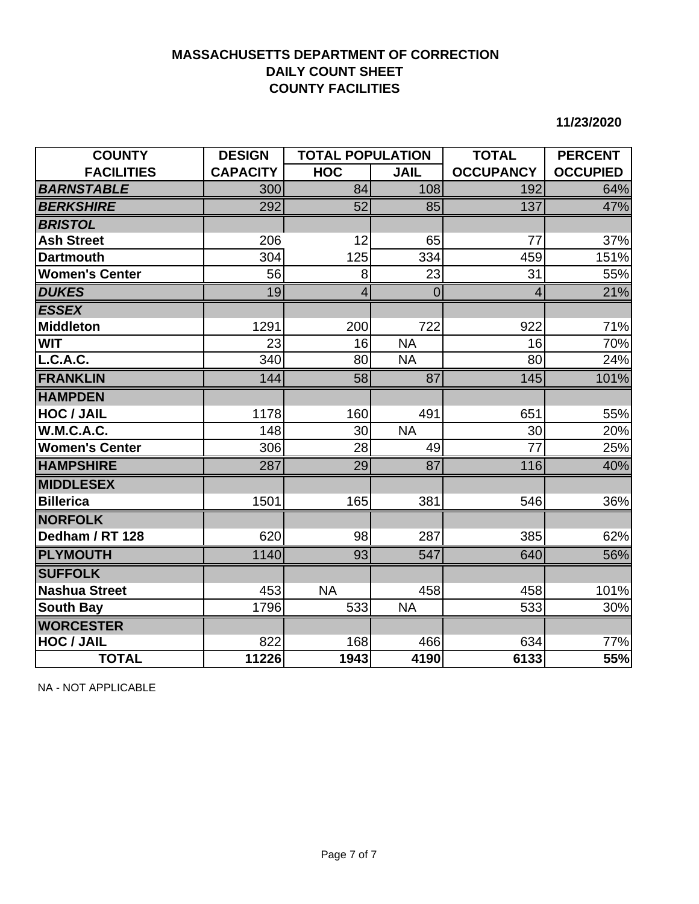# MASSACHUSETTS DEPARTMENT OF CORRECTION
## DAILY COUNT SHEET
## COUNTY FACILITIES

**11/23/2020**

| COUNTY FACILITIES | DESIGN CAPACITY | TOTAL POPULATION | | TOTAL OCCUPANCY | PERCENT OCCUPIED |
|---|---|---|---|---|---|
| | | HOC | JAIL | | |
| ***BARNSTABLE*** | 300 | 84 | 108 | 192 | 64% |
| ***BERKSHIRE*** | 292 | 52 | 85 | 137 | 47% |
| ***BRISTOL*** | | | | | |
| **Ash Street** | 206 | 12 | 65 | 77 | 37% |
| **Dartmouth** | 304 | 125 | 334 | 459 | 151% |
| **Women's Center** | 56 | 8 | 23 | 31 | 55% |
| ***DUKES*** | 19 | 4 | 0 | 4 | 21% |
| ***ESSEX*** | | | | | |
| **Middleton** | 1291 | 200 | 722 | 922 | 71% |
| **WIT** | 23 | 16 | NA | 16 | 70% |
| **L.C.A.C.** | 340 | 80 | NA | 80 | 24% |
| **FRANKLIN** | 144 | 58 | 87 | 145 | 101% |
| **HAMPDEN** | | | | | |
| **HOC / JAIL** | 1178 | 160 | 491 | 651 | 55% |
| **W.M.C.A.C.** | 148 | 30 | NA | 30 | 20% |
| **Women's Center** | 306 | 28 | 49 | 77 | 25% |
| **HAMPSHIRE** | 287 | 29 | 87 | 116 | 40% |
| **MIDDLESEX** | | | | | |
| **Billerica** | 1501 | 165 | 381 | 546 | 36% |
| **NORFOLK** | | | | | |
| **Dedham / RT 128** | 620 | 98 | 287 | 385 | 62% |
| **PLYMOUTH** | 1140 | 93 | 547 | 640 | 56% |
| **SUFFOLK** | | | | | |
| **Nashua Street** | 453 | NA | 458 | 458 | 101% |
| **South Bay** | 1796 | 533 | NA | 533 | 30% |
| **WORCESTER** | | | | | |
| **HOC / JAIL** | 822 | 168 | 466 | 634 | 77% |
| **TOTAL** | **11226** | **1943** | **4190** | **6133** | **55%** |

NA - NOT APPLICABLE